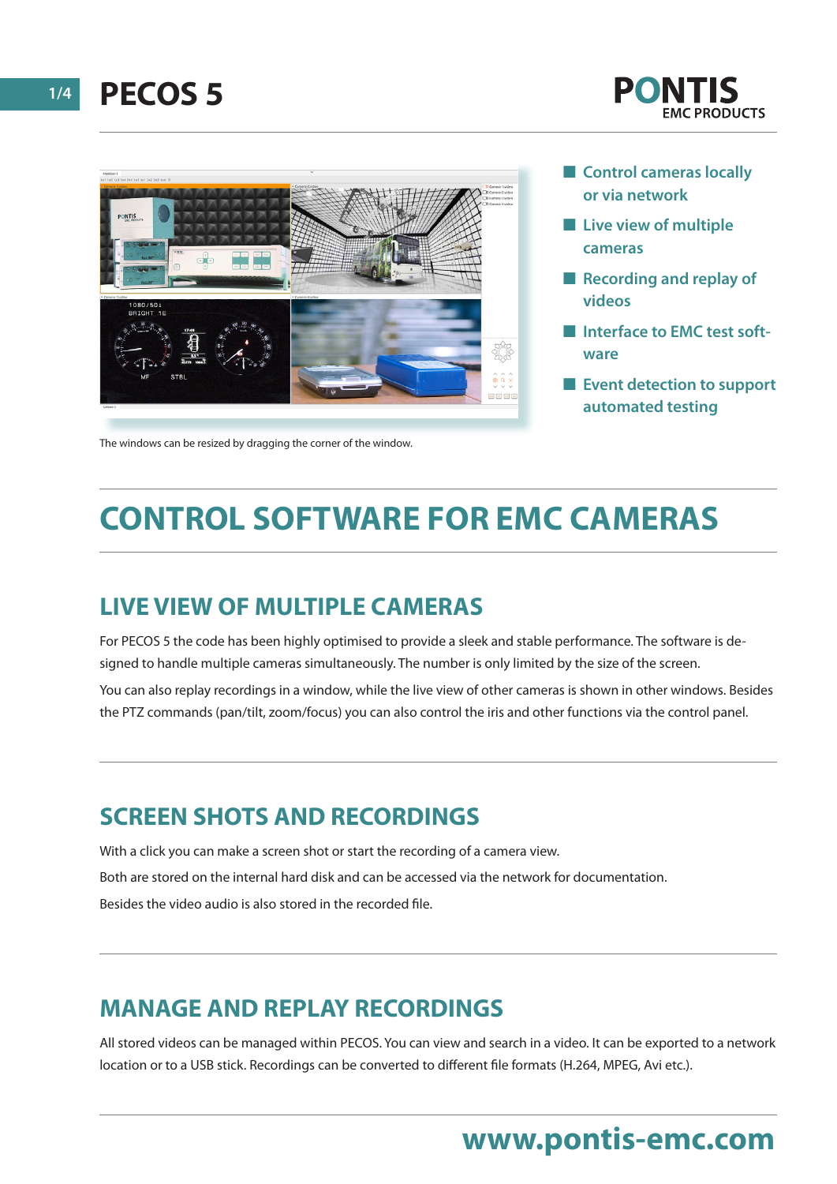# PECOS 5

PONTIS EMC PRODUCTS

- Control cameras locally or via network
- Live view of multiple cameras
- Recording and replay of videos
- Interface to EMC test software
- Event detection to support automated testing

The windows can be resized by dragging the corner of the window.

# CONTROL SOFTWARE FOR EMC CAMERAS

## LIVE VIEW OF MULTIPLE CAMERAS

For PECOS 5 the code has been highly optimised to provide a sleek and stable performance. The software is designed to handle multiple cameras simultaneously. The number is only limited by the size of the screen.

You can also replay recordings in a window, while the live view of other cameras is shown in other windows. Besides the PTZ commands (pan/tilt, zoom/focus) you can also control the iris and other functions via the control panel.

## SCREEN SHOTS AND RECORDINGS

With a click you can make a screen shot or start the recording of a camera view.

Both are stored on the internal hard disk and can be accessed via the network for documentation.

Besides the video audio is also stored in the recorded file.

## MANAGE AND REPLAY RECORDINGS

All stored videos can be managed within PECOS. You can view and search in a video. It can be exported to a network location or to a USB stick. Recordings can be converted to different file formats (H.264, MPEG, Avi etc.).

www.pontis-emc.com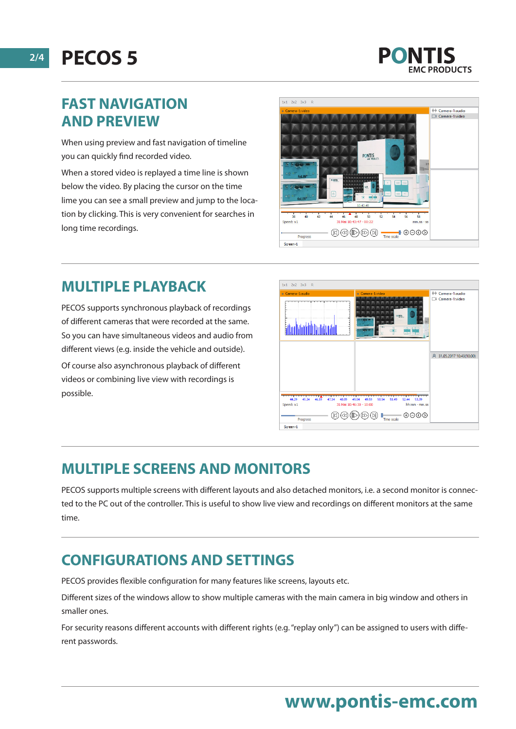## FAST NAVIGATION AND PREVIEW

When using preview and fast navigation of timeline you can quickly find recorded video.

When a stored video is replayed a time line is shown below the video. By placing the cursor on the time lime you can see a small preview and jump to the location by clicking. This is very convenient for searches in long time recordings.

## MULTIPLE PLAYBACK

PECOS supports synchronous playback of recordings of different cameras that were recorded at the same. So you can have simultaneous videos and audio from different views (e.g. inside the vehicle and outside).

Of course also asynchronous playback of different videos or combining live view with recordings is possible.

## MULTIPLE SCREENS AND MONITORS

PECOS supports multiple screens with different layouts and also detached monitors, i.e. a second monitor is connected to the PC out of the controller. This is useful to show live view and recordings on different monitors at the same time.

## CONFIGURATIONS AND SETTINGS

PECOS provides flexible configuration for many features like screens, layouts etc.

Different sizes of the windows allow to show multiple cameras with the main camera in big window and others in smaller ones.

For security reasons different accounts with different rights (e.g. "replay only") can be assigned to users with different passwords.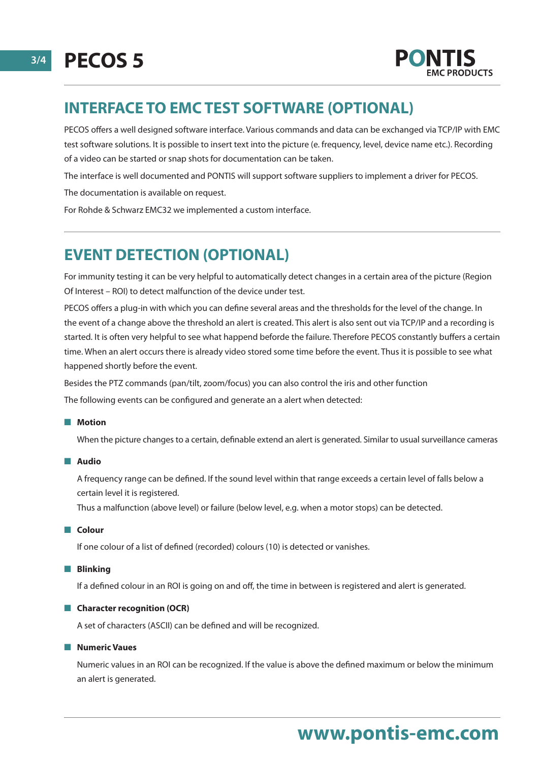## INTERFACE TO EMC TEST SOFTWARE (OPTIONAL)

PECOS offers a well designed software interface. Various commands and data can be exchanged via TCP/IP with EMC test software solutions. It is possible to insert text into the picture (e. frequency, level, device name etc.). Recording of a video can be started or snap shots for documentation can be taken.

The interface is well documented and PONTIS will support software suppliers to implement a driver for PECOS.

The documentation is available on request.

For Rohde & Schwarz EMC32 we implemented a custom interface.

## EVENT DETECTION (OPTIONAL)

For immunity testing it can be very helpful to automatically detect changes in a certain area of the picture (Region Of Interest – ROI) to detect malfunction of the device under test.

PECOS offers a plug-in with which you can define several areas and the thresholds for the level of the change. In the event of a change above the threshold an alert is created. This alert is also sent out via TCP/IP and a recording is started. It is often very helpful to see what happend beforde the failure. Therefore PECOS constantly buffers a certain time. When an alert occurs there is already video stored some time before the event. Thus it is possible to see what happened shortly before the event.

Besides the PTZ commands (pan/tilt, zoom/focus) you can also control the iris and other function

The following events can be configured and generate an a alert when detected:

- **Motion**

  When the picture changes to a certain, definable extend an alert is generated. Similar to usual surveillance cameras

- **Audio**

  A frequency range can be defined. If the sound level within that range exceeds a certain level of falls below a certain level it is registered.
  Thus a malfunction (above level) or failure (below level, e.g. when a motor stops) can be detected.

- **Colour**

  If one colour of a list of defined (recorded) colours (10) is detected or vanishes.

- **Blinking**

  If a defined colour in an ROI is going on and off, the time in between is registered and alert is generated.

- **Character recognition (OCR)**

  A set of characters (ASCII) can be defined and will be recognized.

- **Numeric Vaues**

  Numeric values in an ROI can be recognized. If the value is above the defined maximum or below the minimum an alert is generated.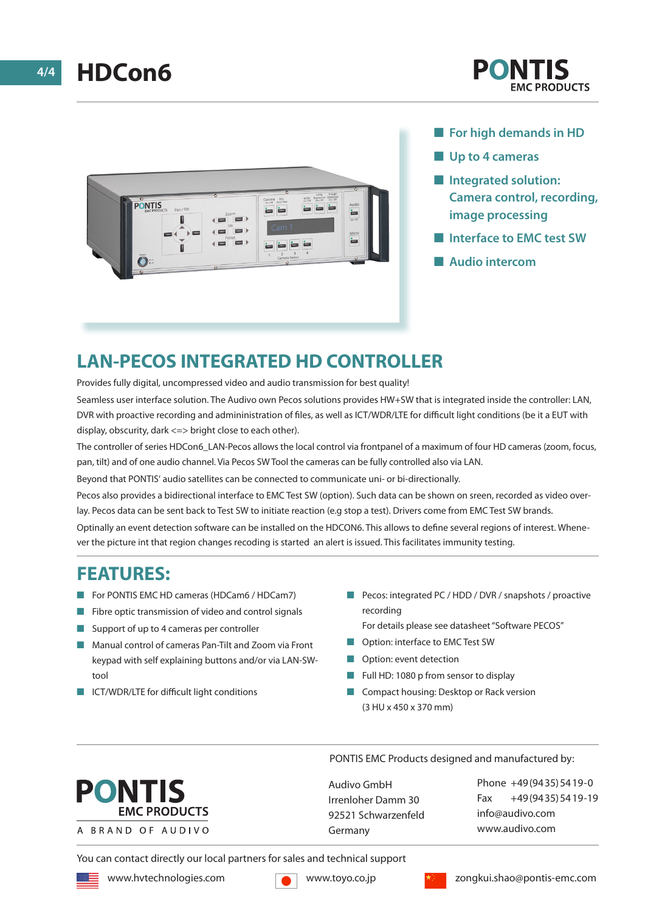# HDCon6

PONTIS
EMC PRODUCTS

- For high demands in HD
- Up to 4 cameras
- Integrated solution: Camera control, recording, image processing
- Interface to EMC test SW
- Audio intercom

## LAN-PECOS INTEGRATED HD CONTROLLER

Provides fully digital, uncompressed video and audio transmission for best quality!

Seamless user interface solution. The Audivo own Pecos solutions provides HW+SW that is integrated inside the controller: LAN, DVR with proactive recording and admininistration of files, as well as ICT/WDR/LTE for difficult light conditions (be it a EUT with display, obscurity, dark <=> bright close to each other).

The controller of series HDCon6_LAN-Pecos allows the local control via frontpanel of a maximum of four HD cameras (zoom, focus, pan, tilt) and of one audio channel. Via Pecos SW Tool the cameras can be fully controlled also via LAN.

Beyond that PONTIS' audio satellites can be connected to communicate uni- or bi-directionally.

Pecos also provides a bidirectional interface to EMC Test SW (option). Such data can be shown on sreen, recorded as video overlay. Pecos data can be sent back to Test SW to initiate reaction (e.g stop a test). Drivers come from EMC Test SW brands.

Optinally an event detection software can be installed on the HDCON6. This allows to define several regions of interest. Whenever the picture int that region changes recoding is started an alert is issued. This facilitates immunity testing.

## FEATURES:

- For PONTIS EMC HD cameras (HDCam6 / HDCam7)
- Fibre optic transmission of video and control signals
- Support of up to 4 cameras per controller
- Manual control of cameras Pan-Tilt and Zoom via Front keypad with self explaining buttons and/or via LAN-SW-tool
- ICT/WDR/LTE for difficult light conditions
- Pecos: integrated PC / HDD / DVR / snapshots / proactive recording
  For details please see datasheet "Software PECOS"
- Option: interface to EMC Test SW
- Option: event detection
- Full HD: 1080 p from sensor to display
- Compact housing: Desktop or Rack version (3 HU x 450 x 370 mm)

PONTIS
EMC PRODUCTS
A BRAND OF AUDIVO

PONTIS EMC Products designed and manufactured by:

Audivo GmbH
Irrenloher Damm 30
92521 Schwarzenfeld
Germany

Phone +49 (9435) 5419-0
Fax +49 (9435) 5419-19
info@audivo.com
www.audivo.com

You can contact directly our local partners for sales and technical support

www.hvtechnologies.com

www.toyo.co.jp

zongkui.shao@pontis-emc.com